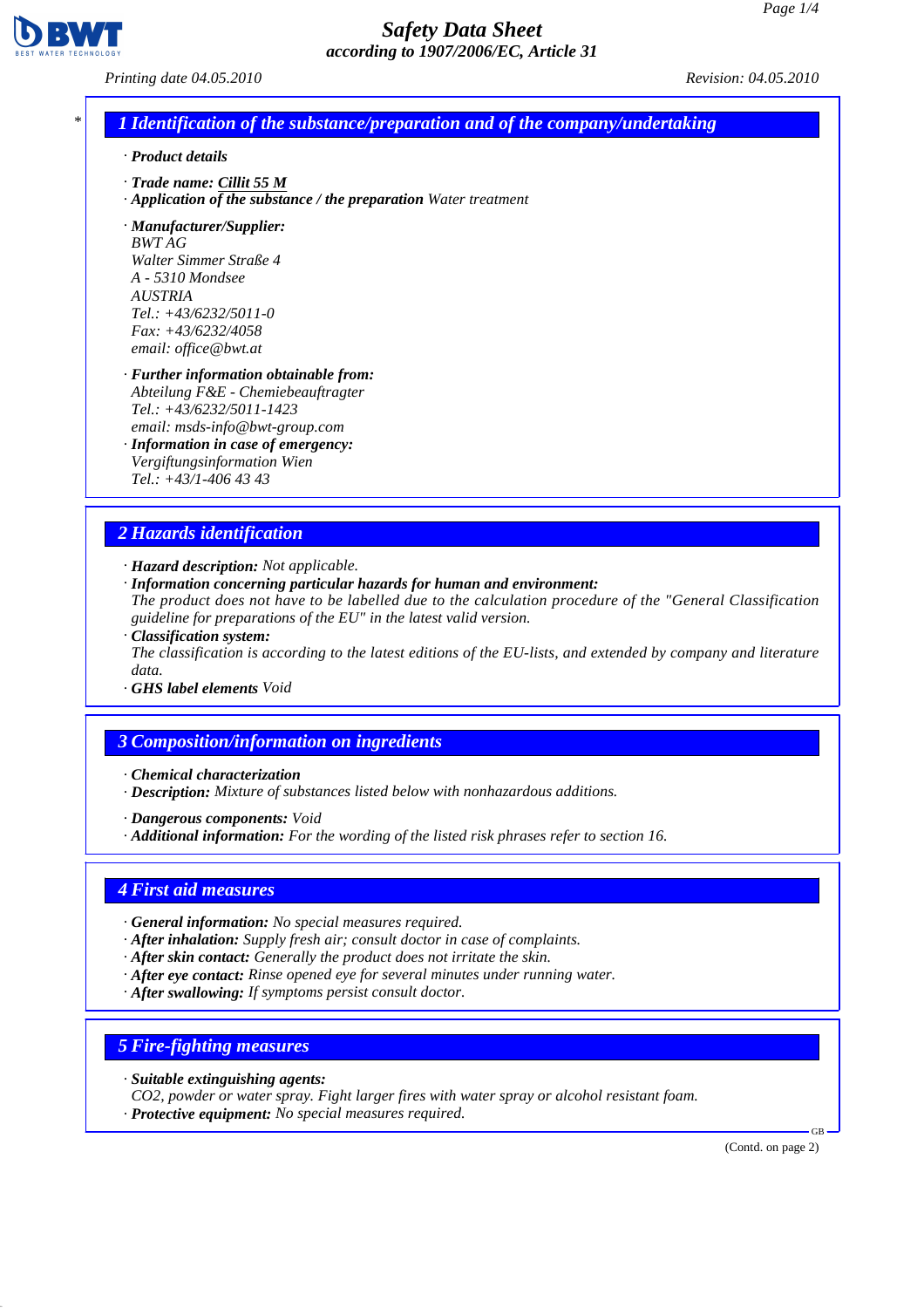# Safety Data Sheet
**according to 1907/2006/EC, Article 31**

*Printing date 04.05.2010* *Revision: 04.05.2010*

## 1 Identification of the substance/preparation and of the company/undertaking

· **Product details**

· **Trade name:** Cillit 55 M
· **Application of the substance / the preparation** Water treatment

· **Manufacturer/Supplier:**
BWT AG
Walter Simmer Straße 4
A - 5310 Mondsee
AUSTRIA
Tel.: +43/6232/5011-0
Fax: +43/6232/4058
email: office@bwt.at

· **Further information obtainable from:**
Abteilung F&E - Chemiebeauftragter
Tel.: +43/6232/5011-1423
email: msds-info@bwt-group.com
· **Information in case of emergency:**
Vergiftungsinformation Wien
Tel.: +43/1-406 43 43

## 2 Hazards identification

· **Hazard description:** Not applicable.
· **Information concerning particular hazards for human and environment:**
The product does not have to be labelled due to the calculation procedure of the "General Classification guideline for preparations of the EU" in the latest valid version.
· **Classification system:**
The classification is according to the latest editions of the EU-lists, and extended by company and literature data.
· **GHS label elements** Void

## 3 Composition/information on ingredients

· **Chemical characterization**
· **Description:** Mixture of substances listed below with nonhazardous additions.

· **Dangerous components:** Void
· **Additional information:** For the wording of the listed risk phrases refer to section 16.

## 4 First aid measures

· **General information:** No special measures required.
· **After inhalation:** Supply fresh air; consult doctor in case of complaints.
· **After skin contact:** Generally the product does not irritate the skin.
· **After eye contact:** Rinse opened eye for several minutes under running water.
· **After swallowing:** If symptoms persist consult doctor.

## 5 Fire-fighting measures

· **Suitable extinguishing agents:**
$CO_2$, powder or water spray. Fight larger fires with water spray or alcohol resistant foam.
· **Protective equipment:** No special measures required.

(Contd. on page 2)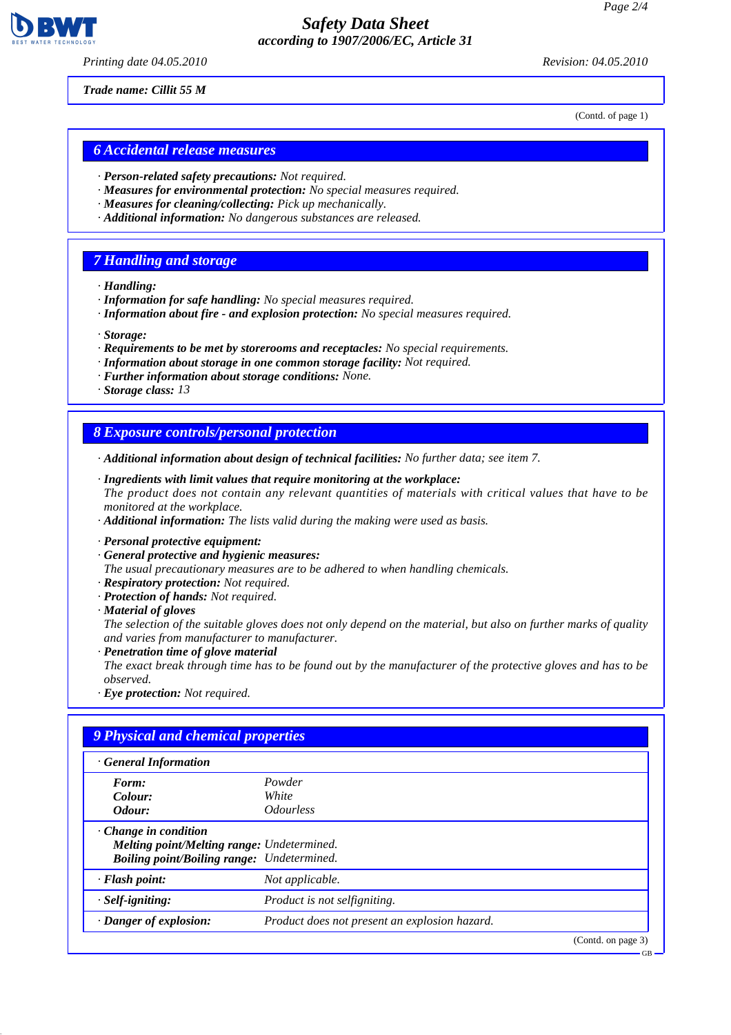Trade name: Cillit 55 M

(Contd. of page 1)

## 6 Accidental release measures

· **Person-related safety precautions:** Not required.
· **Measures for environmental protection:** No special measures required.
· **Measures for cleaning/collecting:** Pick up mechanically.
· **Additional information:** No dangerous substances are released.

## 7 Handling and storage

· **Handling:**
· **Information for safe handling:** No special measures required.
· **Information about fire - and explosion protection:** No special measures required.

· **Storage:**
· **Requirements to be met by storerooms and receptacles:** No special requirements.
· **Information about storage in one common storage facility:** Not required.
· **Further information about storage conditions:** None.
· **Storage class:** 13

## 8 Exposure controls/personal protection

· **Additional information about design of technical facilities:** No further data; see item 7.

· **Ingredients with limit values that require monitoring at the workplace:**
The product does not contain any relevant quantities of materials with critical values that have to be monitored at the workplace.
· **Additional information:** The lists valid during the making were used as basis.

· **Personal protective equipment:**
· **General protective and hygienic measures:**
The usual precautionary measures are to be adhered to when handling chemicals.
· **Respiratory protection:** Not required.
· **Protection of hands:** Not required.
· **Material of gloves**
The selection of the suitable gloves does not only depend on the material, but also on further marks of quality and varies from manufacturer to manufacturer.
· **Penetration time of glove material**
The exact break through time has to be found out by the manufacturer of the protective gloves and has to be observed.
· **Eye protection:** Not required.

## 9 Physical and chemical properties

| · **General Information** | |
|---|---|
| **Form:** | Powder |
| **Colour:** | White |
| **Odour:** | Odourless |
| · **Change in condition** | |
| **Melting point/Melting range:** | Undetermined. |
| **Boiling point/Boiling range:** | Undetermined. |
| · **Flash point:** | Not applicable. |
| · **Self-igniting:** | Product is not selfigniting. |
| · **Danger of explosion:** | Product does not present an explosion hazard. |

(Contd. on page 3)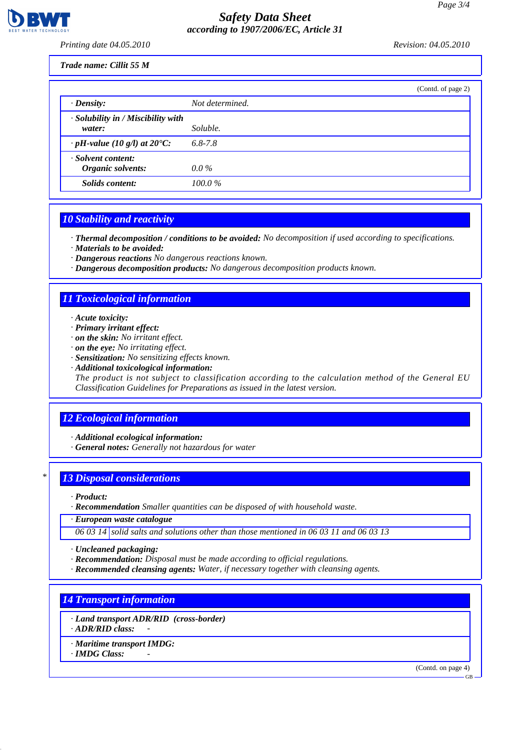Trade name: Cillit 55 M

(Contd. of page 2)

| | |
|---|---|
| · **Density:** | Not determined. |
| · **Solubility in / Miscibility with water:** | Soluble. |
| · **pH-value (10 g/l) at 20°C:** | 6.8-7.8 |
| · **Solvent content:** **Organic solvents:** | 0.0 % |
| **Solids content:** | 100.0 % |

## 10 Stability and reactivity

· **Thermal decomposition / conditions to be avoided:** No decomposition if used according to specifications.
· **Materials to be avoided:**
· **Dangerous reactions** No dangerous reactions known.
· **Dangerous decomposition products:** No dangerous decomposition products known.

## 11 Toxicological information

· **Acute toxicity:**
· **Primary irritant effect:**
· **on the skin:** No irritant effect.
· **on the eye:** No irritating effect.
· **Sensitization:** No sensitizing effects known.
· **Additional toxicological information:**
The product is not subject to classification according to the calculation method of the General EU Classification Guidelines for Preparations as issued in the latest version.

## 12 Ecological information

· **Additional ecological information:**
· **General notes:** Generally not hazardous for water

## * 13 Disposal considerations

· **Product:**
· **Recommendation** Smaller quantities can be disposed of with household waste.

| · European waste catalogue | |
|---|---|
| 06 03 14 | solid salts and solutions other than those mentioned in 06 03 11 and 06 03 13 |

· **Uncleaned packaging:**
· **Recommendation:** Disposal must be made according to official regulations.
· **Recommended cleansing agents:** Water, if necessary together with cleansing agents.

## 14 Transport information

· **Land transport ADR/RID (cross-border)**
· **ADR/RID class:** -

· **Maritime transport IMDG:**
· **IMDG Class:** -

(Contd. on page 4)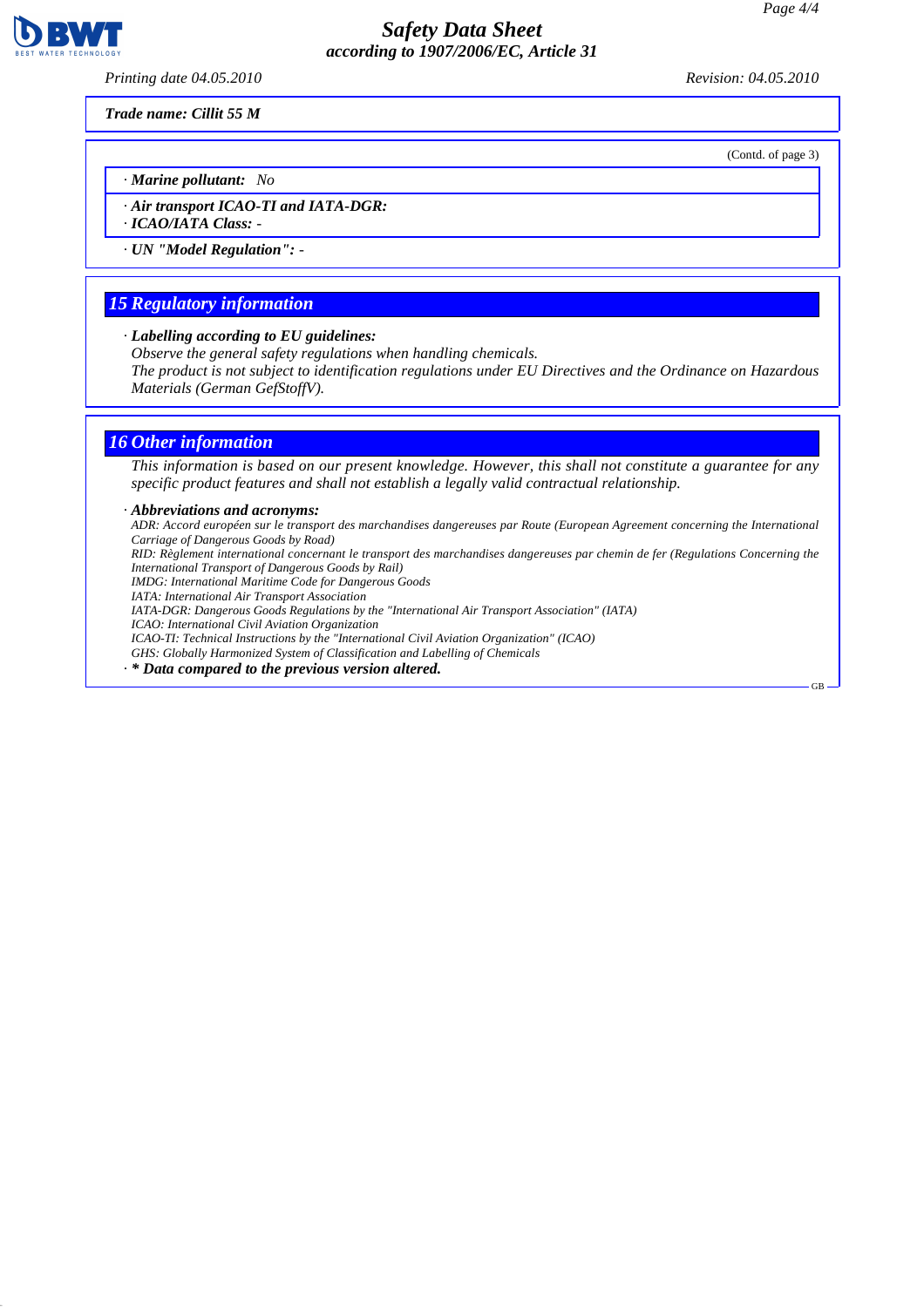**Trade name: Cillit 55 M**

(Contd. of page 3)

· ***Marine pollutant:*** *No*

· ***Air transport ICAO-TI and IATA-DGR:***
· ***ICAO/IATA Class:*** *-*

· ***UN "Model Regulation":*** *-*

## *15 Regulatory information*

· ***Labelling according to EU guidelines:***
*Observe the general safety regulations when handling chemicals.*
*The product is not subject to identification regulations under EU Directives and the Ordinance on Hazardous Materials (German GefStoffV).*

## *16 Other information*

*This information is based on our present knowledge. However, this shall not constitute a guarantee for any specific product features and shall not establish a legally valid contractual relationship.*

· ***Abbreviations and acronyms:***
*ADR: Accord européen sur le transport des marchandises dangereuses par Route (European Agreement concerning the International Carriage of Dangerous Goods by Road)*
*RID: Règlement international concernant le transport des marchandises dangereuses par chemin de fer (Regulations Concerning the International Transport of Dangerous Goods by Rail)*
*IMDG: International Maritime Code for Dangerous Goods*
*IATA: International Air Transport Association*
*IATA-DGR: Dangerous Goods Regulations by the "International Air Transport Association" (IATA)*
*ICAO: International Civil Aviation Organization*
*ICAO-TI: Technical Instructions by the "International Civil Aviation Organization" (ICAO)*
*GHS: Globally Harmonized System of Classification and Labelling of Chemicals*

· ***\* Data compared to the previous version altered.***

GB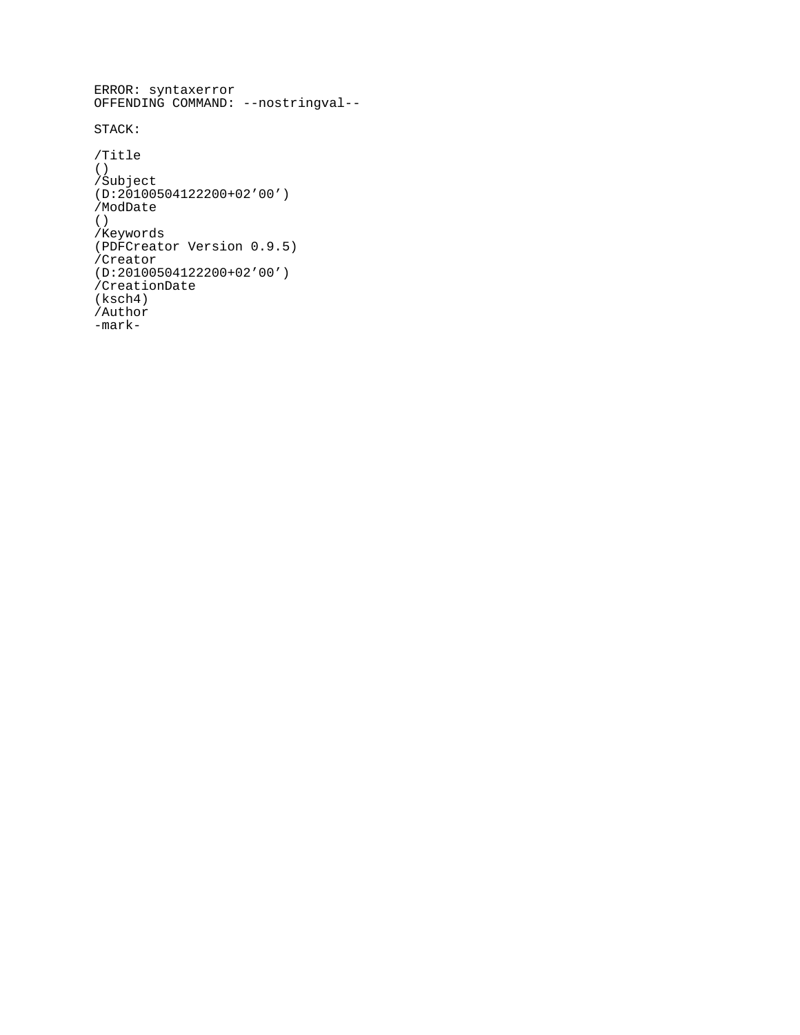```
ERROR: syntaxerror
OFFENDING COMMAND: --nostringval--

STACK:

/Title
()
/Subject
(D:20100504122200+02'00')
/ModDate
()
/Keywords
(PDFCreator Version 0.9.5)
/Creator
(D:20100504122200+02'00')
/CreationDate
(ksch4)
/Author
-mark-
```